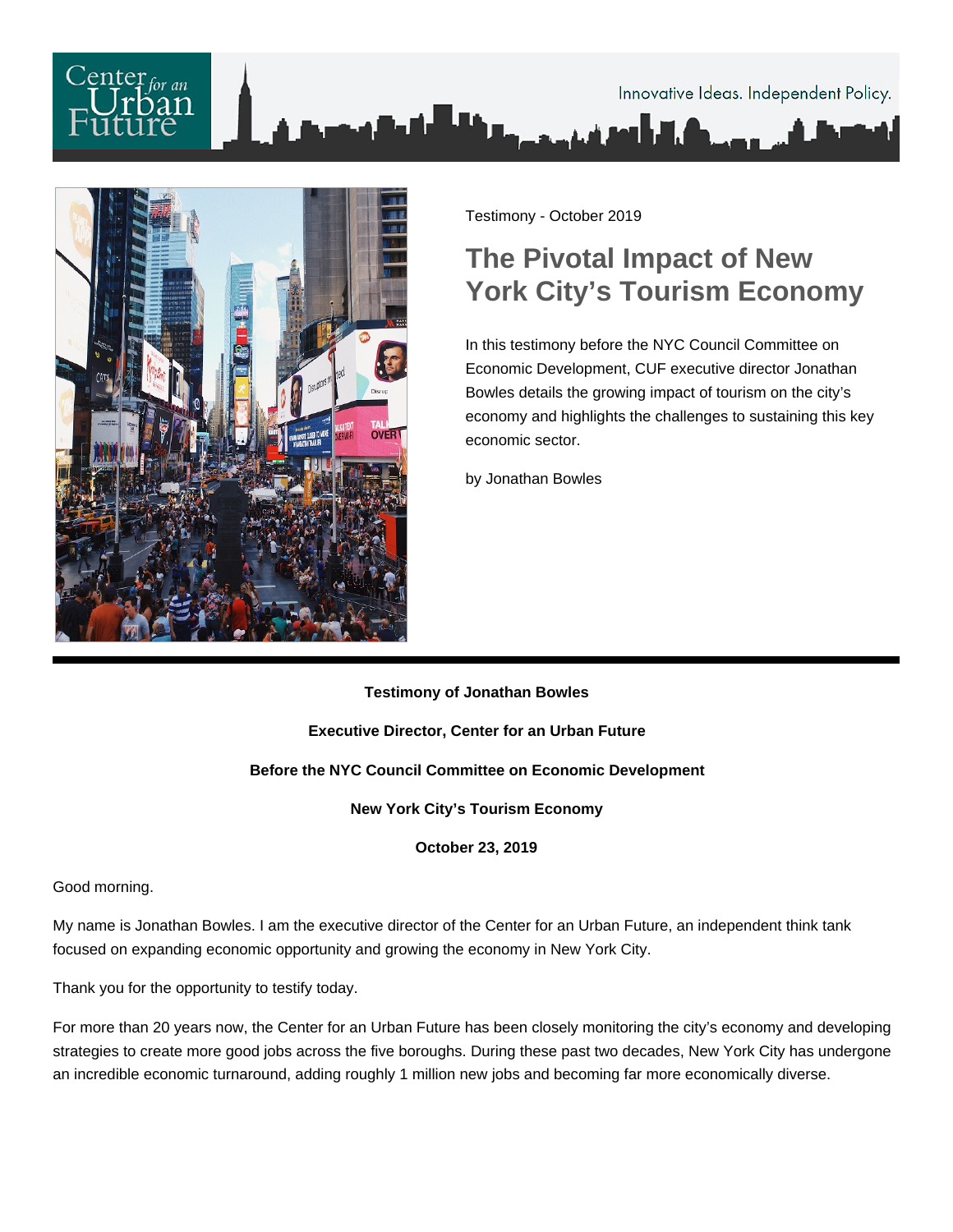Testimony - October 2019

# The Pivotal Impact of New York City's Tourism Economy

In this testimony before the NYC Council Committee on Economic Development, CUF executive director Jonathan Bowles details the growing impact of tourism on the city's economy and highlights the challenges to sustaining this key economic sector.

by Jonathan Bowles

---

**Testimony of Jonathan Bowles**

**Executive Director, Center for an Urban Future**

**Before the NYC Council Committee on Economic Development**

**New York City's Tourism Economy**

**October 23, 2019**

Good morning.

My name is Jonathan Bowles. I am the executive director of the Center for an Urban Future, an independent think tank focused on expanding economic opportunity and growing the economy in New York City.

Thank you for the opportunity to testify today.

For more than 20 years now, the Center for an Urban Future has been closely monitoring the city's economy and developing strategies to create more good jobs across the five boroughs. During these past two decades, New York City has undergone an incredible economic turnaround, adding roughly 1 million new jobs and becoming far more economically diverse.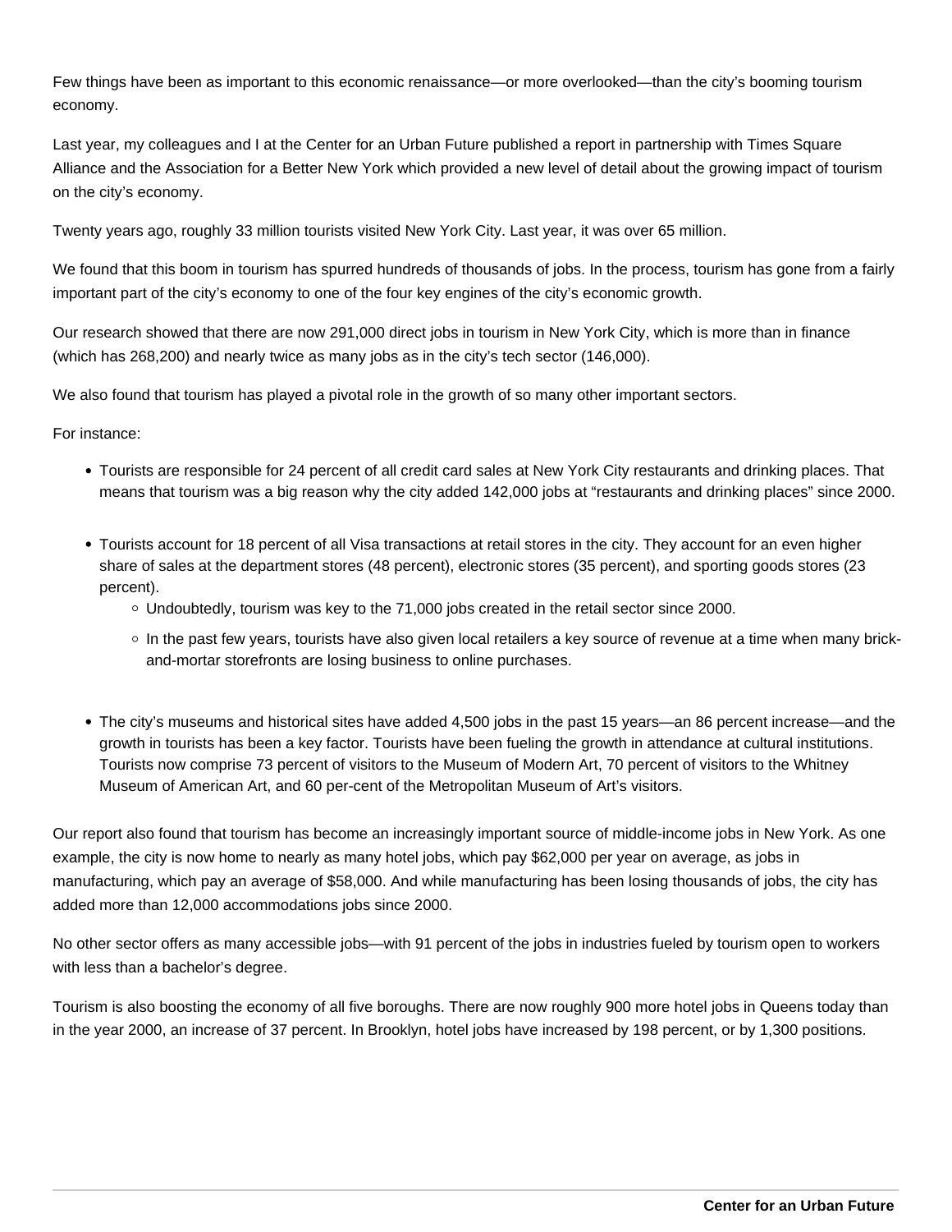Few things have been as important to this economic renaissance—or more overlooked—than the city's booming tourism economy.

Last year, my colleagues and I at the Center for an Urban Future published a report in partnership with Times Square Alliance and the Association for a Better New York which provided a new level of detail about the growing impact of tourism on the city's economy.

Twenty years ago, roughly 33 million tourists visited New York City. Last year, it was over 65 million.

We found that this boom in tourism has spurred hundreds of thousands of jobs. In the process, tourism has gone from a fairly important part of the city's economy to one of the four key engines of the city's economic growth.

Our research showed that there are now 291,000 direct jobs in tourism in New York City, which is more than in finance (which has 268,200) and nearly twice as many jobs as in the city's tech sector (146,000).

We also found that tourism has played a pivotal role in the growth of so many other important sectors.

For instance:

- Tourists are responsible for 24 percent of all credit card sales at New York City restaurants and drinking places. That means that tourism was a big reason why the city added 142,000 jobs at "restaurants and drinking places" since 2000.
- Tourists account for 18 percent of all Visa transactions at retail stores in the city. They account for an even higher share of sales at the department stores (48 percent), electronic stores (35 percent), and sporting goods stores (23 percent).
  - Undoubtedly, tourism was key to the 71,000 jobs created in the retail sector since 2000.
  - In the past few years, tourists have also given local retailers a key source of revenue at a time when many brick-and-mortar storefronts are losing business to online purchases.
- The city's museums and historical sites have added 4,500 jobs in the past 15 years—an 86 percent increase—and the growth in tourists has been a key factor. Tourists have been fueling the growth in attendance at cultural institutions. Tourists now comprise 73 percent of visitors to the Museum of Modern Art, 70 percent of visitors to the Whitney Museum of American Art, and 60 per-cent of the Metropolitan Museum of Art's visitors.

Our report also found that tourism has become an increasingly important source of middle-income jobs in New York. As one example, the city is now home to nearly as many hotel jobs, which pay $62,000 per year on average, as jobs in manufacturing, which pay an average of $58,000. And while manufacturing has been losing thousands of jobs, the city has added more than 12,000 accommodations jobs since 2000.

No other sector offers as many accessible jobs—with 91 percent of the jobs in industries fueled by tourism open to workers with less than a bachelor's degree.

Tourism is also boosting the economy of all five boroughs. There are now roughly 900 more hotel jobs in Queens today than in the year 2000, an increase of 37 percent. In Brooklyn, hotel jobs have increased by 198 percent, or by 1,300 positions.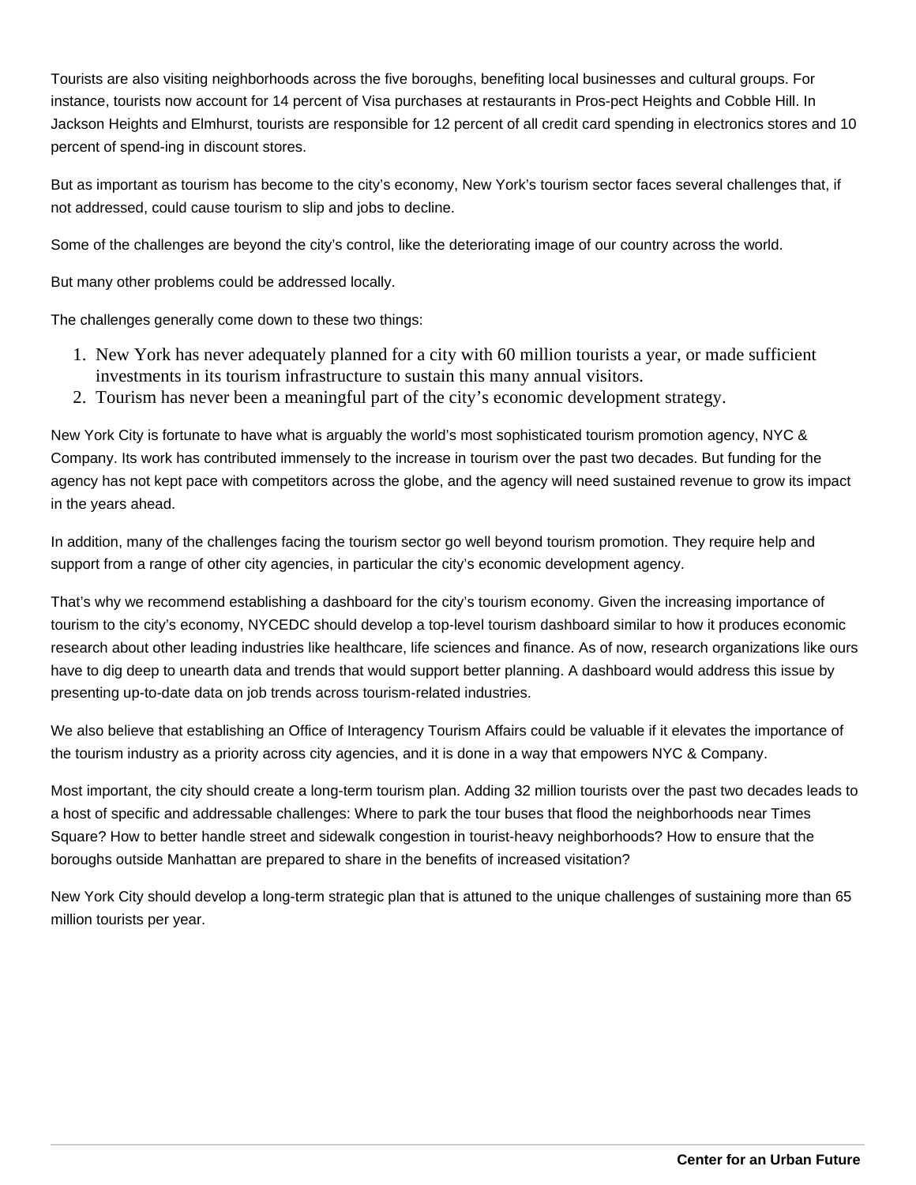Tourists are also visiting neighborhoods across the five boroughs, benefiting local businesses and cultural groups. For instance, tourists now account for 14 percent of Visa purchases at restaurants in Pros-pect Heights and Cobble Hill. In Jackson Heights and Elmhurst, tourists are responsible for 12 percent of all credit card spending in electronics stores and 10 percent of spend-ing in discount stores.

But as important as tourism has become to the city's economy, New York's tourism sector faces several challenges that, if not addressed, could cause tourism to slip and jobs to decline.

Some of the challenges are beyond the city's control, like the deteriorating image of our country across the world.

But many other problems could be addressed locally.

The challenges generally come down to these two things:

1. New York has never adequately planned for a city with 60 million tourists a year, or made sufficient investments in its tourism infrastructure to sustain this many annual visitors.
2. Tourism has never been a meaningful part of the city's economic development strategy.

New York City is fortunate to have what is arguably the world's most sophisticated tourism promotion agency, NYC & Company. Its work has contributed immensely to the increase in tourism over the past two decades. But funding for the agency has not kept pace with competitors across the globe, and the agency will need sustained revenue to grow its impact in the years ahead.

In addition, many of the challenges facing the tourism sector go well beyond tourism promotion. They require help and support from a range of other city agencies, in particular the city's economic development agency.

That's why we recommend establishing a dashboard for the city's tourism economy. Given the increasing importance of tourism to the city's economy, NYCEDC should develop a top-level tourism dashboard similar to how it produces economic research about other leading industries like healthcare, life sciences and finance. As of now, research organizations like ours have to dig deep to unearth data and trends that would support better planning. A dashboard would address this issue by presenting up-to-date data on job trends across tourism-related industries.

We also believe that establishing an Office of Interagency Tourism Affairs could be valuable if it elevates the importance of the tourism industry as a priority across city agencies, and it is done in a way that empowers NYC & Company.

Most important, the city should create a long-term tourism plan. Adding 32 million tourists over the past two decades leads to a host of specific and addressable challenges: Where to park the tour buses that flood the neighborhoods near Times Square? How to better handle street and sidewalk congestion in tourist-heavy neighborhoods? How to ensure that the boroughs outside Manhattan are prepared to share in the benefits of increased visitation?

New York City should develop a long-term strategic plan that is attuned to the unique challenges of sustaining more than 65 million tourists per year.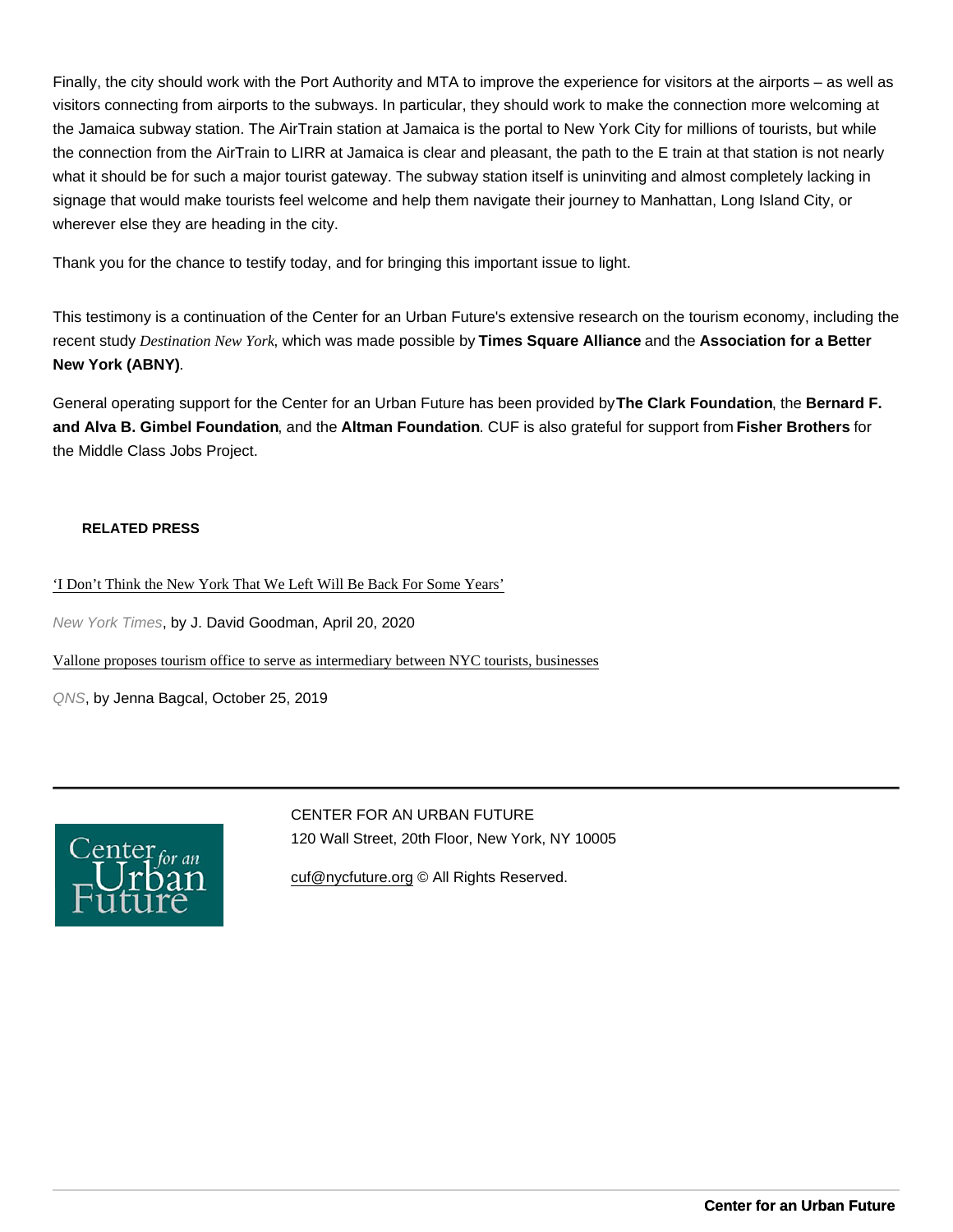Finally, the city should work with the Port Authority and MTA to improve the experience for visitors at the airports – as well as visitors connecting from airports to the subways. In particular, they should work to make the connection more welcoming at the Jamaica subway station. The AirTrain station at Jamaica is the portal to New York City for millions of tourists, but while the connection from the AirTrain to LIRR at Jamaica is clear and pleasant, the path to the E train at that station is not nearly what it should be for such a major tourist gateway. The subway station itself is uninviting and almost completely lacking in signage that would make tourists feel welcome and help them navigate their journey to Manhattan, Long Island City, or wherever else they are heading in the city.

Thank you for the chance to testify today, and for bringing this important issue to light.

This testimony is a continuation of the Center for an Urban Future's extensive research on the tourism economy, including the recent study *Destination New York*, which was made possible by **Times Square Alliance** and the **Association for a Better New York (ABNY)**.

General operating support for the Center for an Urban Future has been provided by **The Clark Foundation**, the **Bernard F. and Alva B. Gimbel Foundation**, and the **Altman Foundation**. CUF is also grateful for support from **Fisher Brothers** for the Middle Class Jobs Project.

**RELATED PRESS**

'I Don't Think the New York That We Left Will Be Back For Some Years'

*New York Times*, by J. David Goodman, April 20, 2020

Vallone proposes tourism office to serve as intermediary between NYC tourists, businesses

*QNS*, by Jenna Bagcal, October 25, 2019

Center for an Urban Future

CENTER FOR AN URBAN FUTURE
120 Wall Street, 20th Floor, New York, NY 10005

cuf@nycfuture.org © All Rights Reserved.